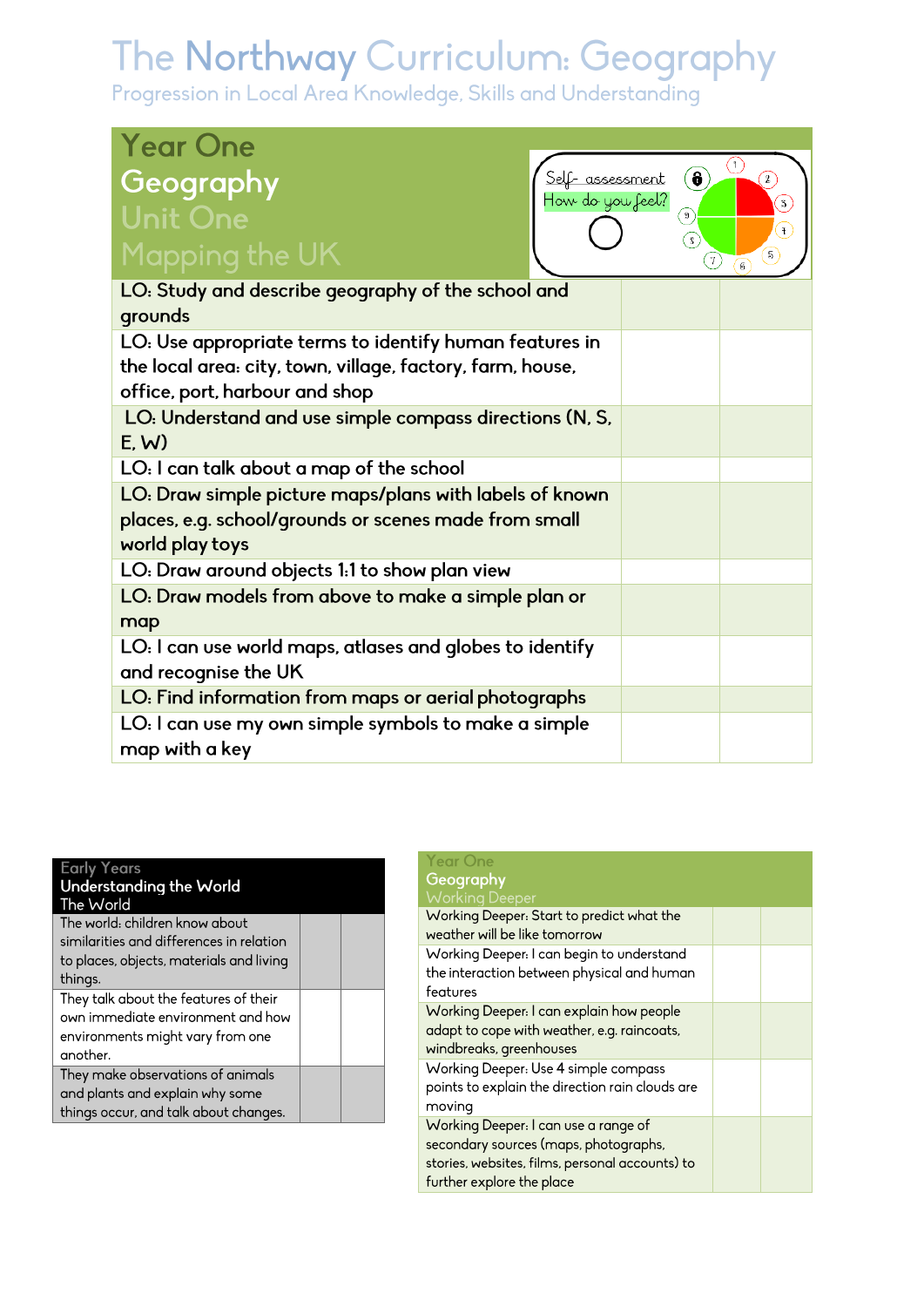# The Northway Curriculum: Geography

Progression in Local Area Knowledge, Skills and Understanding

## Year One Geography Unit One Mapping the UK

Self- assessment
How do you feel?

| | | |
|---|---|---|
| LO: Study and describe geography of the school and grounds | | |
| LO: Use appropriate terms to identify human features in the local area: city, town, village, factory, farm, house, office, port, harbour and shop | | |
| LO: Understand and use simple compass directions (N, S, E, W) | | |
| LO: I can talk about a map of the school | | |
| LO: Draw simple picture maps/plans with labels of known places, e.g. school/grounds or scenes made from small world play toys | | |
| LO: Draw around objects 1:1 to show plan view | | |
| LO: Draw models from above to make a simple plan or map | | |
| LO: I can use world maps, atlases and globes to identify and recognise the UK | | |
| LO: Find information from maps or aerial photographs | | |
| LO: I can use my own simple symbols to make a simple map with a key | | |

| Early Years Understanding the World The World | | |
|---|---|---|
| The world: children know about similarities and differences in relation to places, objects, materials and living things. | | |
| They talk about the features of their own immediate environment and how environments might vary from one another. | | |
| They make observations of animals and plants and explain why some things occur, and talk about changes. | | |

| Year One Geography Working Deeper | | |
|---|---|---|
| Working Deeper: Start to predict what the weather will be like tomorrow | | |
| Working Deeper: I can begin to understand the interaction between physical and human features | | |
| Working Deeper: I can explain how people adapt to cope with weather, e.g. raincoats, windbreaks, greenhouses | | |
| Working Deeper: Use 4 simple compass points to explain the direction rain clouds are moving | | |
| Working Deeper: I can use a range of secondary sources (maps, photographs, stories, websites, films, personal accounts) to further explore the place | | |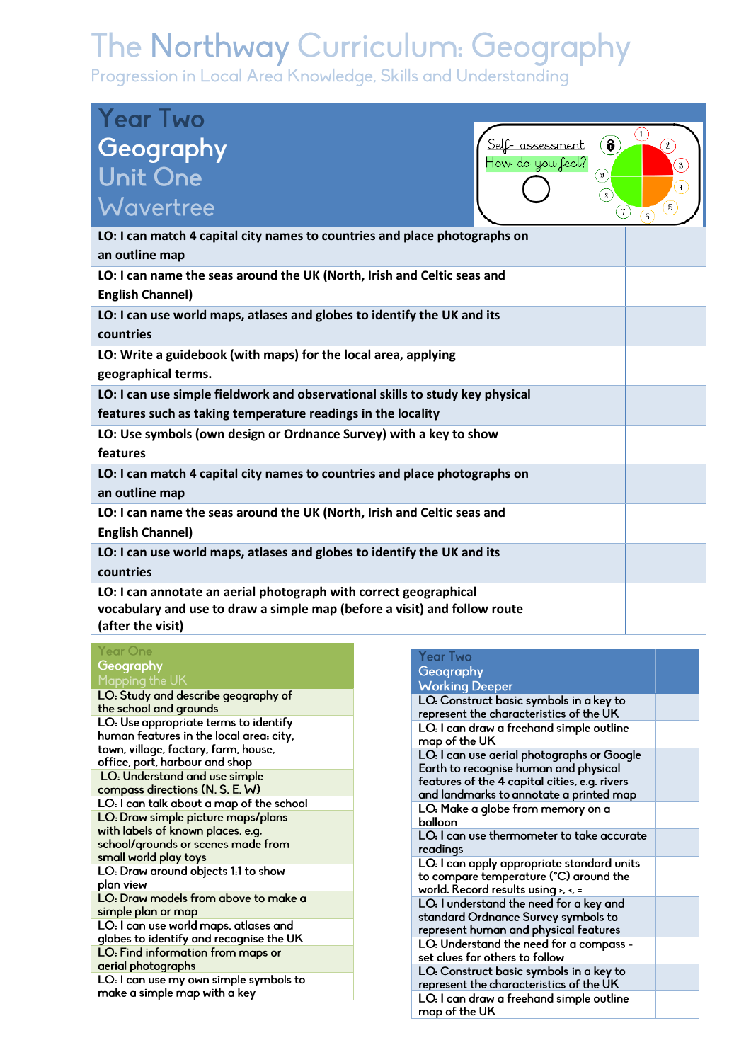# The Northway Curriculum: Geography

Progression in Local Area Knowledge, Skills and Understanding

| Year Two<br>Geography<br>Unit One<br>Wavertree | Self- assessment<br>How do you feel? | |
|---|---|---|
| LO: I can match 4 capital city names to countries and place photographs on an outline map | | |
| LO: I can name the seas around the UK (North, Irish and Celtic seas and English Channel) | | |
| LO: I can use world maps, atlases and globes to identify the UK and its countries | | |
| LO: Write a guidebook (with maps) for the local area, applying geographical terms. | | |
| LO: I can use simple fieldwork and observational skills to study key physical features such as taking temperature readings in the locality | | |
| LO: Use symbols (own design or Ordnance Survey) with a key to show features | | |
| LO: I can match 4 capital city names to countries and place photographs on an outline map | | |
| LO: I can name the seas around the UK (North, Irish and Celtic seas and English Channel) | | |
| LO: I can use world maps, atlases and globes to identify the UK and its countries | | |
| LO: I can annotate an aerial photograph with correct geographical vocabulary and use to draw a simple map (before a visit) and follow route (after the visit) | | |

| Year One<br>Geography<br>Mapping the UK | |
|---|---|
| LO: Study and describe geography of the school and grounds | |
| LO: Use appropriate terms to identify human features in the local area: city, town, village, factory, farm, house, office, port, harbour and shop | |
| LO: Understand and use simple compass directions (N, S, E, W) | |
| LO: I can talk about a map of the school | |
| LO: Draw simple picture maps/plans with labels of known places, e.g. school/grounds or scenes made from small world play toys | |
| LO: Draw around objects 1:1 to show plan view | |
| LO: Draw models from above to make a simple plan or map | |
| LO: I can use world maps, atlases and globes to identify and recognise the UK | |
| LO: Find information from maps or aerial photographs | |
| LO: I can use my own simple symbols to make a simple map with a key | |

| Year Two<br>Geography<br>Working Deeper | |
|---|---|
| LO: Construct basic symbols in a key to represent the characteristics of the UK | |
| LO: I can draw a freehand simple outline map of the UK | |
| LO: I can use aerial photographs or Google Earth to recognise human and physical features of the 4 capital cities, e.g. rivers and landmarks to annotate a printed map | |
| LO: Make a globe from memory on a balloon | |
| LO: I can use thermometer to take accurate readings | |
| LO: I can apply appropriate standard units to compare temperature (°C) around the world. Record results using >, <, = | |
| LO: I understand the need for a key and standard Ordnance Survey symbols to represent human and physical features | |
| LO: Understand the need for a compass - set clues for others to follow | |
| LO: Construct basic symbols in a key to represent the characteristics of the UK | |
| LO: I can draw a freehand simple outline map of the UK | |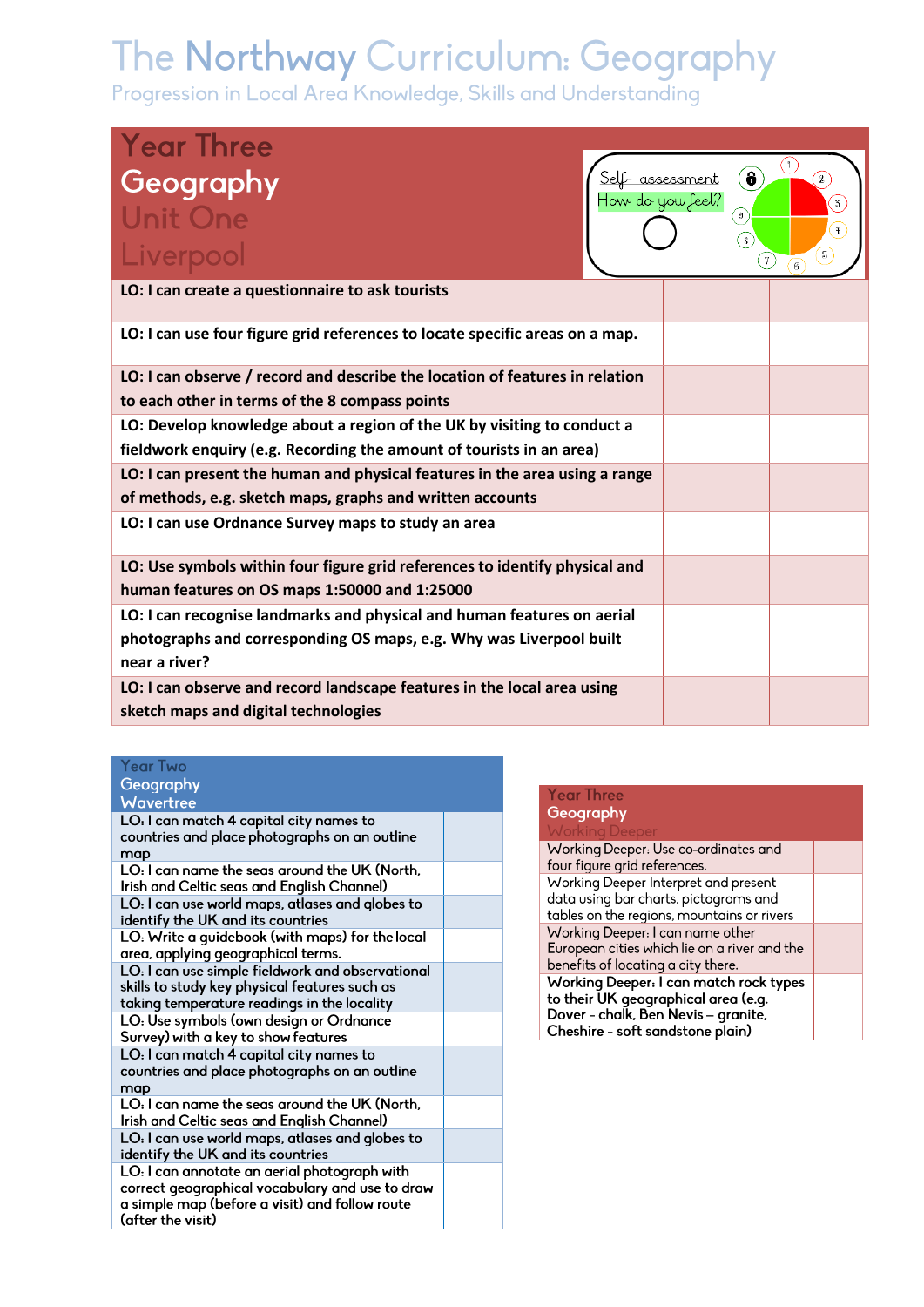# The Northway Curriculum: Geography

Progression in Local Area Knowledge, Skills and Understanding

## Year Three Geography Unit One Liverpool

Self- assessment
How do you feel?

| LO | | |
|---|---|---|
| **LO: I can create a questionnaire to ask tourists** | | |
| **LO: I can use four figure grid references to locate specific areas on a map.** | | |
| **LO: I can observe / record and describe the location of features in relation to each other in terms of the 8 compass points** | | |
| **LO: Develop knowledge about a region of the UK by visiting to conduct a fieldwork enquiry (e.g. Recording the amount of tourists in an area)** | | |
| **LO: I can present the human and physical features in the area using a range of methods, e.g. sketch maps, graphs and written accounts** | | |
| **LO: I can use Ordnance Survey maps to study an area** | | |
| **LO: Use symbols within four figure grid references to identify physical and human features on OS maps 1:50000 and 1:25000** | | |
| **LO: I can recognise landmarks and physical and human features on aerial photographs and corresponding OS maps, e.g. Why was Liverpool built near a river?** | | |
| **LO: I can observe and record landscape features in the local area using sketch maps and digital technologies** | | |

## Year Two Geography Wavertree

| LO | |
|---|---|
| LO: I can match 4 capital city names to countries and place photographs on an outline map | |
| LO: I can name the seas around the UK (North, Irish and Celtic seas and English Channel) | |
| LO: I can use world maps, atlases and globes to identify the UK and its countries | |
| LO: Write a guidebook (with maps) for the local area, applying geographical terms. | |
| LO: I can use simple fieldwork and observational skills to study key physical features such as taking temperature readings in the locality | |
| LO: Use symbols (own design or Ordnance Survey) with a key to show features | |
| LO: I can match 4 capital city names to countries and place photographs on an outline map | |
| LO: I can name the seas around the UK (North, Irish and Celtic seas and English Channel) | |
| LO: I can use world maps, atlases and globes to identify the UK and its countries | |
| LO: I can annotate an aerial photograph with correct geographical vocabulary and use to draw a simple map (before a visit) and follow route (after the visit) | |

## Year Three Geography Working Deeper

| Working Deeper | |
|---|---|
| Working Deeper: Use co-ordinates and four figure grid references. | |
| Working Deeper Interpret and present data using bar charts, pictograms and tables on the regions, mountains or rivers | |
| Working Deeper: I can name other European cities which lie on a river and the benefits of locating a city there. | |
| Working Deeper: I can match rock types to their UK geographical area (e.g. Dover – chalk, Ben Nevis – granite, Cheshire - soft sandstone plain) | |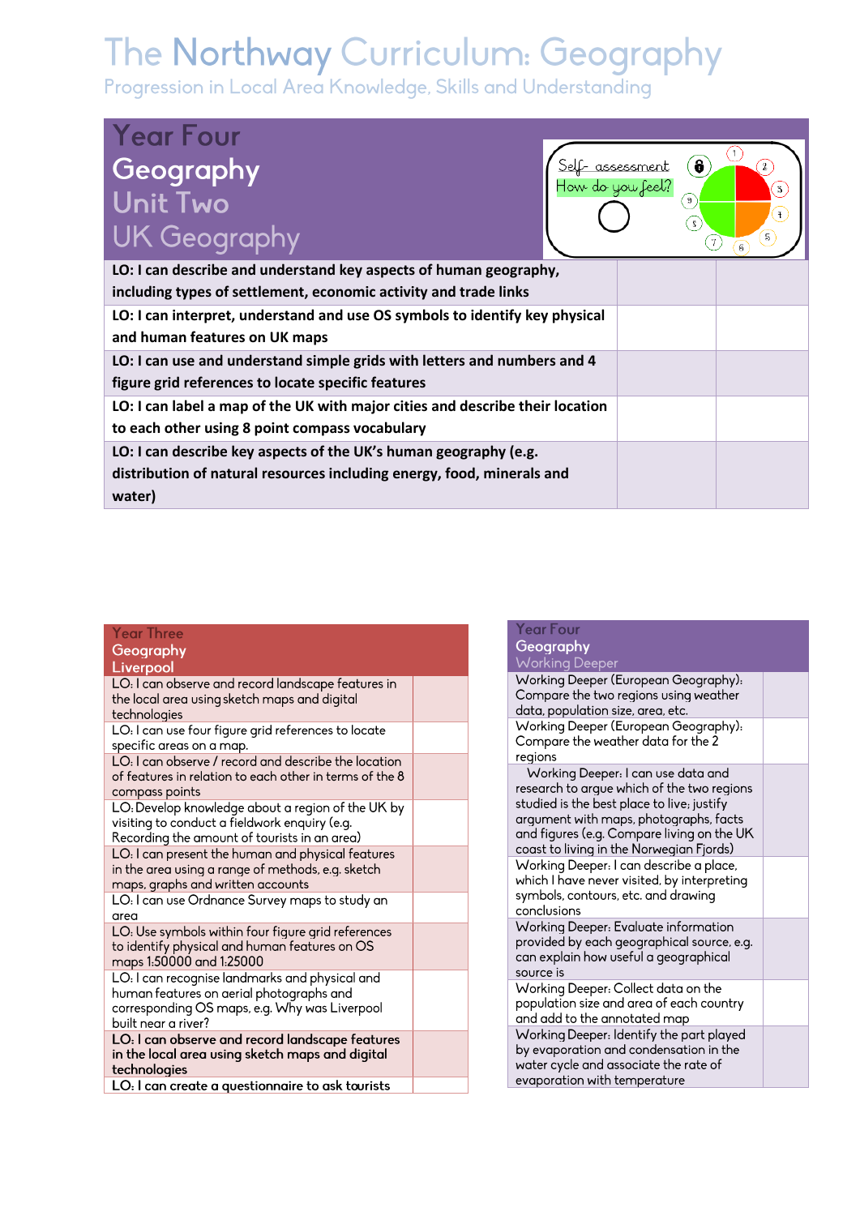# The Northway Curriculum: Geography

Progression in Local Area Knowledge, Skills and Understanding

| Year Four Geography Unit Two UK Geography | Self- assessment How do you feel? | |
|---|---|---|
| **LO: I can describe and understand key aspects of human geography, including types of settlement, economic activity and trade links** | | |
| **LO: I can interpret, understand and use OS symbols to identify key physical and human features on UK maps** | | |
| **LO: I can use and understand simple grids with letters and numbers and 4 figure grid references to locate specific features** | | |
| **LO: I can label a map of the UK with major cities and describe their location to each other using 8 point compass vocabulary** | | |
| **LO: I can describe key aspects of the UK's human geography (e.g. distribution of natural resources including energy, food, minerals and water)** | | |

| Year Three Geography Liverpool | |
|---|---|
| LO: I can observe and record landscape features in the local area using sketch maps and digital technologies | |
| LO: I can use four figure grid references to locate specific areas on a map. | |
| LO: I can observe / record and describe the location of features in relation to each other in terms of the 8 compass points | |
| LO: Develop knowledge about a region of the UK by visiting to conduct a fieldwork enquiry (e.g. Recording the amount of tourists in an area) | |
| LO: I can present the human and physical features in the area using a range of methods, e.g. sketch maps, graphs and written accounts | |
| LO: I can use Ordnance Survey maps to study an area | |
| LO: Use symbols within four figure grid references to identify physical and human features on OS maps 1:50000 and 1:25000 | |
| LO: I can recognise landmarks and physical and human features on aerial photographs and corresponding OS maps, e.g. Why was Liverpool built near a river? | |
| **LO: I can observe and record landscape features in the local area using sketch maps and digital technologies** | |
| **LO: I can create a questionnaire to ask tourists** | |

| Year Four Geography Working Deeper | |
|---|---|
| Working Deeper (European Geography): Compare the two regions using weather data, population size, area, etc. | |
| Working Deeper (European Geography): Compare the weather data for the 2 regions | |
| Working Deeper: I can use data and research to argue which of the two regions studied is the best place to live; justify argument with maps, photographs, facts and figures (e.g. Compare living on the UK coast to living in the Norwegian Fjords) | |
| Working Deeper: I can describe a place, which I have never visited, by interpreting symbols, contours, etc. and drawing conclusions | |
| Working Deeper: Evaluate information provided by each geographical source, e.g. can explain how useful a geographical source is | |
| Working Deeper: Collect data on the population size and area of each country and add to the annotated map | |
| Working Deeper: Identify the part played by evaporation and condensation in the water cycle and associate the rate of evaporation with temperature | |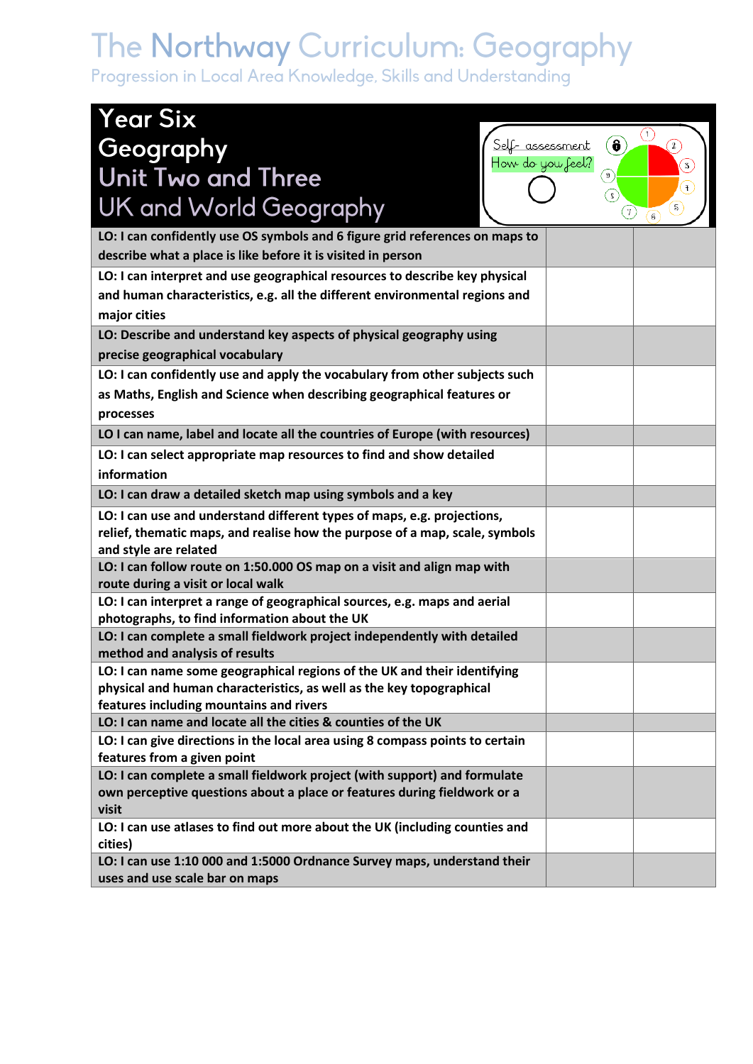# The Northway Curriculum: Geography

Progression in Local Area Knowledge, Skills and Understanding

## Year Six
## Geography
## Unit Two and Three
## UK and World Geography

Self- assessment
How do you feel?

| | | |
|---|---|---|
| **LO: I can confidently use OS symbols and 6 figure grid references on maps to describe what a place is like before it is visited in person** | | |
| **LO: I can interpret and use geographical resources to describe key physical and human characteristics, e.g. all the different environmental regions and major cities** | | |
| **LO: Describe and understand key aspects of physical geography using precise geographical vocabulary** | | |
| **LO: I can confidently use and apply the vocabulary from other subjects such as Maths, English and Science when describing geographical features or processes** | | |
| **LO I can name, label and locate all the countries of Europe (with resources)** | | |
| **LO: I can select appropriate map resources to find and show detailed information** | | |
| **LO: I can draw a detailed sketch map using symbols and a key** | | |
| **LO: I can use and understand different types of maps, e.g. projections, relief, thematic maps, and realise how the purpose of a map, scale, symbols and style are related** | | |
| **LO: I can follow route on 1:50.000 OS map on a visit and align map with route during a visit or local walk** | | |
| **LO: I can interpret a range of geographical sources, e.g. maps and aerial photographs, to find information about the UK** | | |
| **LO: I can complete a small fieldwork project independently with detailed method and analysis of results** | | |
| **LO: I can name some geographical regions of the UK and their identifying physical and human characteristics, as well as the key topographical features including mountains and rivers** | | |
| **LO: I can name and locate all the cities & counties of the UK** | | |
| **LO: I can give directions in the local area using 8 compass points to certain features from a given point** | | |
| **LO: I can complete a small fieldwork project (with support) and formulate own perceptive questions about a place or features during fieldwork or a visit** | | |
| **LO: I can use atlases to find out more about the UK (including counties and cities)** | | |
| **LO: I can use 1:10 000 and 1:5000 Ordnance Survey maps, understand their uses and use scale bar on maps** | | |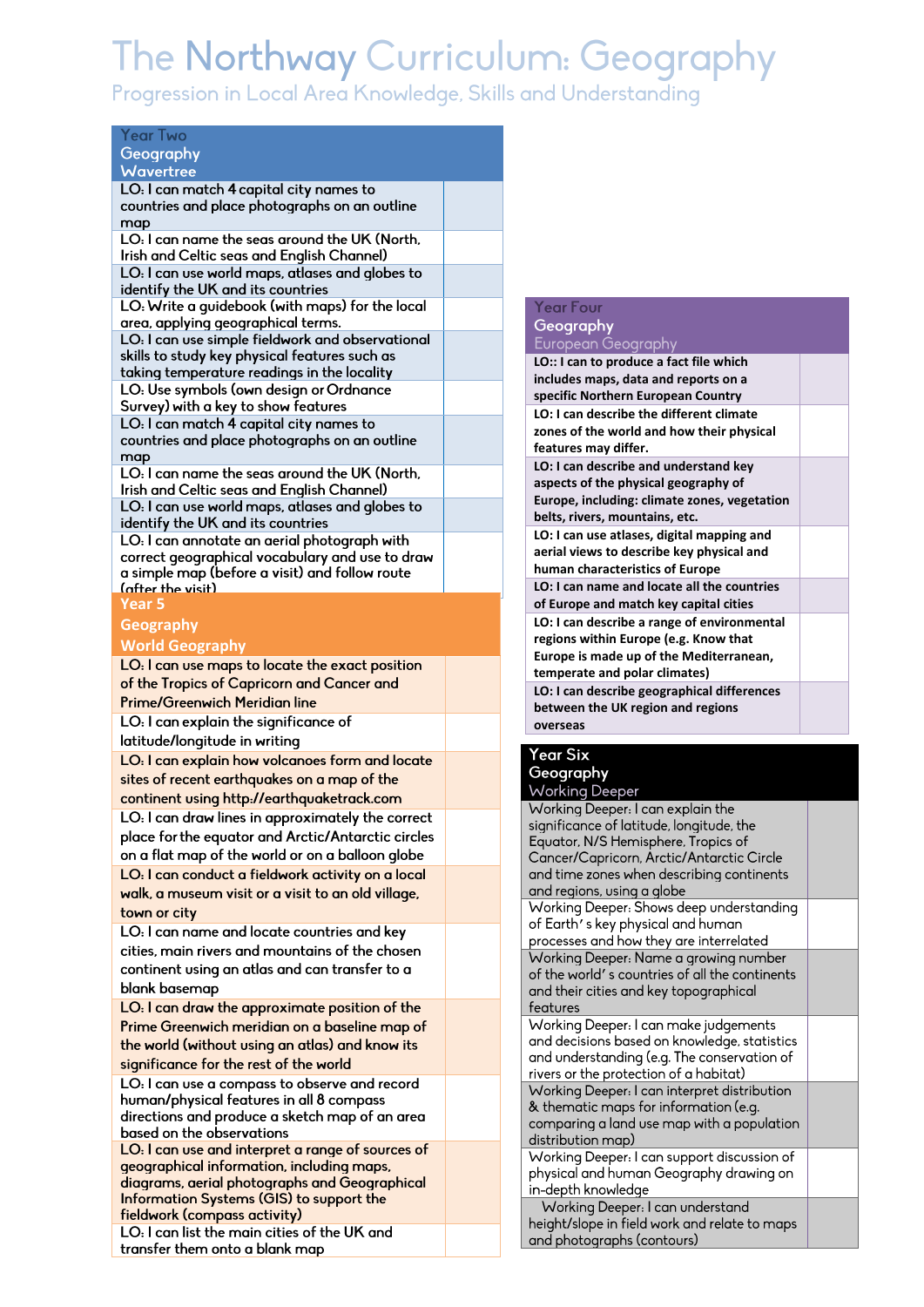# The Northway Curriculum: Geography

## Progression in Local Area Knowledge, Skills and Understanding

| Year Two<br>Geography<br>Wavertree | |
|---|---|
| LO: I can match 4 capital city names to countries and place photographs on an outline map | |
| LO: I can name the seas around the UK (North, Irish and Celtic seas and English Channel) | |
| LO: I can use world maps, atlases and globes to identify the UK and its countries | |
| LO: Write a guidebook (with maps) for the local area, applying geographical terms. | |
| LO: I can use simple fieldwork and observational skills to study key physical features such as taking temperature readings in the locality | |
| LO: Use symbols (own design or Ordnance Survey) with a key to show features | |
| LO: I can match 4 capital city names to countries and place photographs on an outline map | |
| LO: I can name the seas around the UK (North, Irish and Celtic seas and English Channel) | |
| LO: I can use world maps, atlases and globes to identify the UK and its countries | |
| LO: I can annotate an aerial photograph with correct geographical vocabulary and use to draw a simple map (before a visit) and follow route (after the visit) | |

| Year Four<br>Geography<br>European Geography | |
|---|---|
| **LO:: I can to produce a fact file which includes maps, data and reports on a specific Northern European Country** | |
| **LO: I can describe the different climate zones of the world and how their physical features may differ.** | |
| **LO: I can describe and understand key aspects of the physical geography of Europe, including: climate zones, vegetation belts, rivers, mountains, etc.** | |
| **LO: I can use atlases, digital mapping and aerial views to describe key physical and human characteristics of Europe** | |
| **LO: I can name and locate all the countries of Europe and match key capital cities** | |
| **LO: I can describe a range of environmental regions within Europe (e.g. Know that Europe is made up of the Mediterranean, temperate and polar climates)** | |
| **LO: I can describe geographical differences between the UK region and regions overseas** | |

| Year 5<br>Geography<br>World Geography | |
|---|---|
| LO: I can use maps to locate the exact position of the Tropics of Capricorn and Cancer and Prime/Greenwich Meridian line | |
| LO: I can explain the significance of latitude/longitude in writing | |
| LO: I can explain how volcanoes form and locate sites of recent earthquakes on a map of the continent using http://earthquaketrack.com | |
| LO: I can draw lines in approximately the correct place for the equator and Arctic/Antarctic circles on a flat map of the world or on a balloon globe | |
| LO: I can conduct a fieldwork activity on a local walk, a museum visit or a visit to an old village, town or city | |
| LO: I can name and locate countries and key cities, main rivers and mountains of the chosen continent using an atlas and can transfer to a blank basemap | |
| LO: I can draw the approximate position of the Prime Greenwich meridian on a baseline map of the world (without using an atlas) and know its significance for the rest of the world | |
| LO: I can use a compass to observe and record human/physical features in all 8 compass directions and produce a sketch map of an area based on the observations | |
| LO: I can use and interpret a range of sources of geographical information, including maps, diagrams, aerial photographs and Geographical Information Systems (GIS) to support the fieldwork (compass activity) | |
| LO: I can list the main cities of the UK and transfer them onto a blank map | |

| Year Six<br>Geography<br>Working Deeper | |
|---|---|
| Working Deeper: I can explain the significance of latitude, longitude, the Equator, N/S Hemisphere, Tropics of Cancer/Capricorn, Arctic/Antarctic Circle and time zones when describing continents and regions, using a globe | |
| Working Deeper: Shows deep understanding of Earth's key physical and human processes and how they are interrelated | |
| Working Deeper: Name a growing number of the world's countries of all the continents and their cities and key topographical features | |
| Working Deeper: I can make judgements and decisions based on knowledge, statistics and understanding (e.g. The conservation of rivers or the protection of a habitat) | |
| Working Deeper: I can interpret distribution & thematic maps for information (e.g. comparing a land use map with a population distribution map) | |
| Working Deeper: I can support discussion of physical and human Geography drawing on in-depth knowledge | |
| Working Deeper: I can understand height/slope in field work and relate to maps and photographs (contours) | |